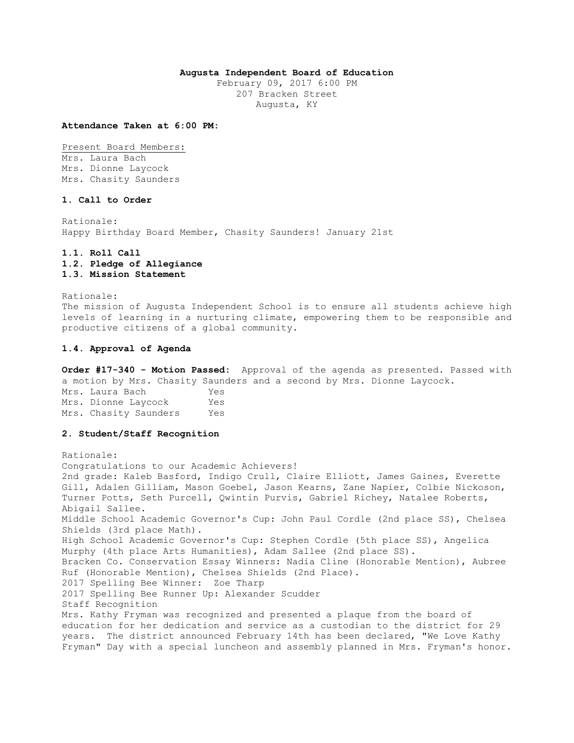**Augusta Independent Board of Education**

February 09, 2017 6:00 PM
207 Bracken Street
Augusta, KY

**Attendance Taken at 6:00 PM:**

Present Board Members:
Mrs. Laura Bach
Mrs. Dionne Laycock
Mrs. Chasity Saunders

**1. Call to Order**

Rationale:
Happy Birthday Board Member, Chasity Saunders! January 21st

**1.1. Roll Call**
**1.2. Pledge of Allegiance**
**1.3. Mission Statement**

Rationale:
The mission of Augusta Independent School is to ensure all students achieve high levels of learning in a nurturing climate, empowering them to be responsible and productive citizens of a global community.

**1.4. Approval of Agenda**

**Order #17-340 - Motion Passed:** Approval of the agenda as presented. Passed with a motion by Mrs. Chasity Saunders and a second by Mrs. Dionne Laycock.

| | |
|---|---|
| Mrs. Laura Bach | Yes |
| Mrs. Dionne Laycock | Yes |
| Mrs. Chasity Saunders | Yes |

**2. Student/Staff Recognition**

Rationale:
Congratulations to our Academic Achievers!
2nd grade: Kaleb Basford, Indigo Crull, Claire Elliott, James Gaines, Everette Gill, Adalen Gilliam, Mason Goebel, Jason Kearns, Zane Napier, Colbie Nickoson, Turner Potts, Seth Purcell, Qwintin Purvis, Gabriel Richey, Natalee Roberts, Abigail Sallee.
Middle School Academic Governor's Cup: John Paul Cordle (2nd place SS), Chelsea Shields (3rd place Math).
High School Academic Governor's Cup: Stephen Cordle (5th place SS), Angelica Murphy (4th place Arts Humanities), Adam Sallee (2nd place SS).
Bracken Co. Conservation Essay Winners: Nadia Cline (Honorable Mention), Aubree Ruf (Honorable Mention), Chelsea Shields (2nd Place).
2017 Spelling Bee Winner: Zoe Tharp
2017 Spelling Bee Runner Up: Alexander Scudder
Staff Recognition
Mrs. Kathy Fryman was recognized and presented a plaque from the board of education for her dedication and service as a custodian to the district for 29 years. The district announced February 14th has been declared, "We Love Kathy Fryman" Day with a special luncheon and assembly planned in Mrs. Fryman's honor.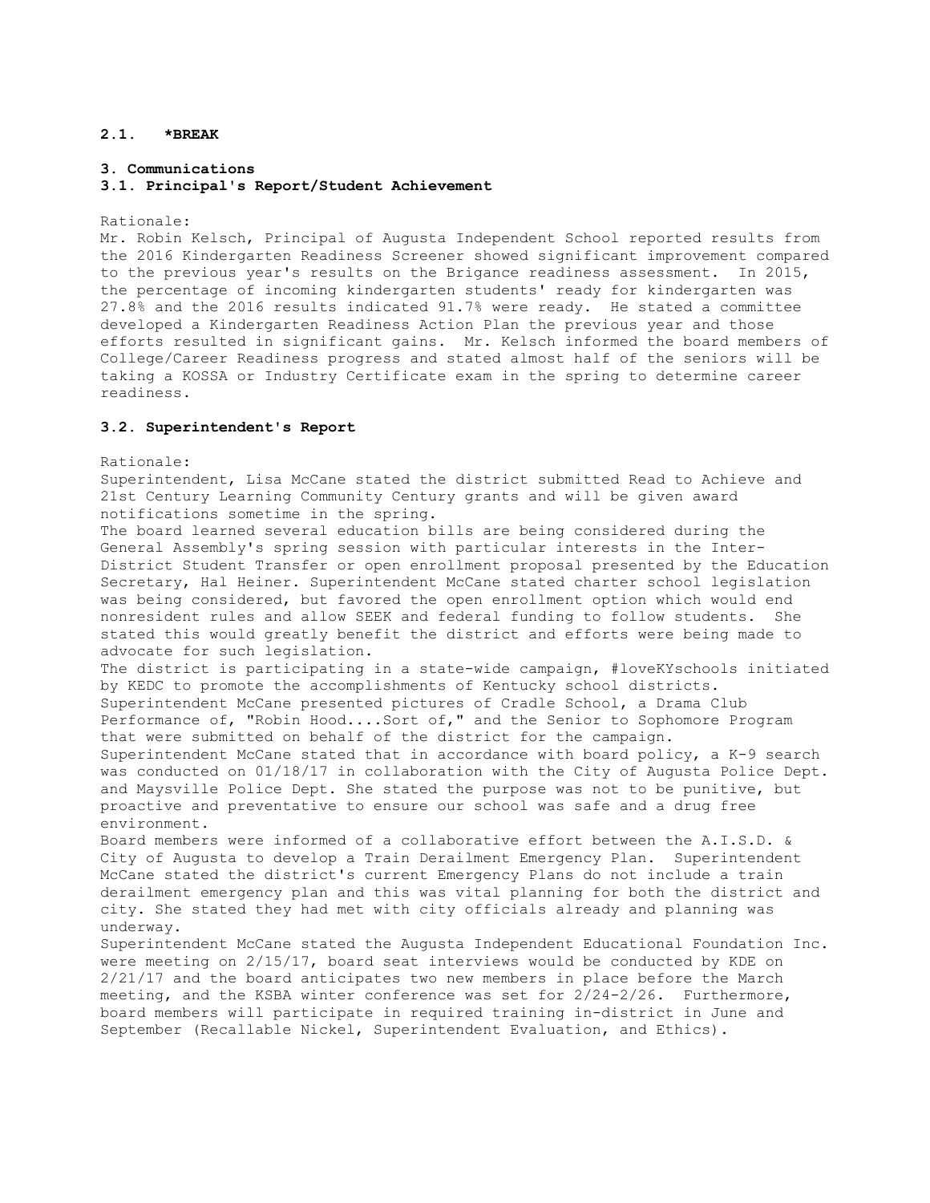**2.1. *BREAK**

### 3. Communications

#### 3.1. Principal's Report/Student Achievement

Rationale:

Mr. Robin Kelsch, Principal of Augusta Independent School reported results from the 2016 Kindergarten Readiness Screener showed significant improvement compared to the previous year's results on the Brigance readiness assessment. In 2015, the percentage of incoming kindergarten students' ready for kindergarten was 27.8% and the 2016 results indicated 91.7% were ready. He stated a committee developed a Kindergarten Readiness Action Plan the previous year and those efforts resulted in significant gains. Mr. Kelsch informed the board members of College/Career Readiness progress and stated almost half of the seniors will be taking a KOSSA or Industry Certificate exam in the spring to determine career readiness.

#### 3.2. Superintendent's Report

Rationale:

Superintendent, Lisa McCane stated the district submitted Read to Achieve and 21st Century Learning Community Century grants and will be given award notifications sometime in the spring.

The board learned several education bills are being considered during the General Assembly's spring session with particular interests in the Inter-District Student Transfer or open enrollment proposal presented by the Education Secretary, Hal Heiner. Superintendent McCane stated charter school legislation was being considered, but favored the open enrollment option which would end nonresident rules and allow SEEK and federal funding to follow students. She stated this would greatly benefit the district and efforts were being made to advocate for such legislation.

The district is participating in a state-wide campaign, #loveKYschools initiated by KEDC to promote the accomplishments of Kentucky school districts. Superintendent McCane presented pictures of Cradle School, a Drama Club Performance of, "Robin Hood....Sort of," and the Senior to Sophomore Program that were submitted on behalf of the district for the campaign.

Superintendent McCane stated that in accordance with board policy, a K-9 search was conducted on 01/18/17 in collaboration with the City of Augusta Police Dept. and Maysville Police Dept. She stated the purpose was not to be punitive, but proactive and preventative to ensure our school was safe and a drug free environment.

Board members were informed of a collaborative effort between the A.I.S.D. & City of Augusta to develop a Train Derailment Emergency Plan. Superintendent McCane stated the district's current Emergency Plans do not include a train derailment emergency plan and this was vital planning for both the district and city. She stated they had met with city officials already and planning was underway.

Superintendent McCane stated the Augusta Independent Educational Foundation Inc. were meeting on 2/15/17, board seat interviews would be conducted by KDE on 2/21/17 and the board anticipates two new members in place before the March meeting, and the KSBA winter conference was set for 2/24-2/26. Furthermore, board members will participate in required training in-district in June and September (Recallable Nickel, Superintendent Evaluation, and Ethics).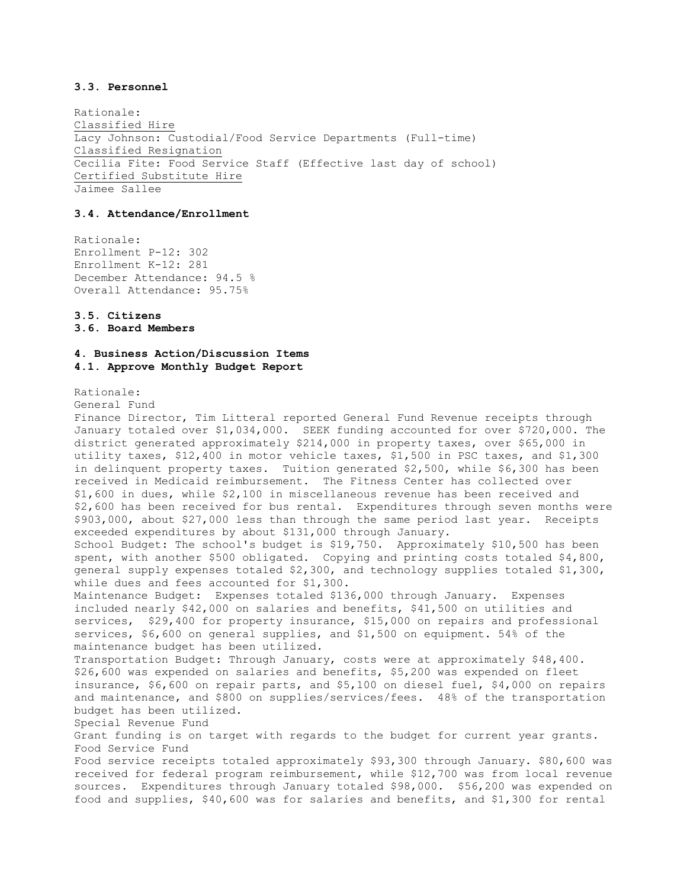### 3.3. Personnel

Rationale:
Classified Hire
Lacy Johnson: Custodial/Food Service Departments (Full-time)
Classified Resignation
Cecilia Fite: Food Service Staff (Effective last day of school)
Certified Substitute Hire
Jaimee Sallee

### 3.4. Attendance/Enrollment

Rationale:
Enrollment P-12: 302
Enrollment K-12: 281
December Attendance: 94.5 %
Overall Attendance: 95.75%

### 3.5. Citizens

### 3.6. Board Members

## 4. Business Action/Discussion Items

### 4.1. Approve Monthly Budget Report

Rationale:
General Fund
Finance Director, Tim Litteral reported General Fund Revenue receipts through January totaled over $1,034,000. SEEK funding accounted for over $720,000. The district generated approximately $214,000 in property taxes, over $65,000 in utility taxes, $12,400 in motor vehicle taxes, $1,500 in PSC taxes, and $1,300 in delinquent property taxes. Tuition generated $2,500, while $6,300 has been received in Medicaid reimbursement. The Fitness Center has collected over $1,600 in dues, while $2,100 in miscellaneous revenue has been received and $2,600 has been received for bus rental. Expenditures through seven months were $903,000, about $27,000 less than through the same period last year. Receipts exceeded expenditures by about $131,000 through January.
School Budget: The school's budget is $19,750. Approximately $10,500 has been spent, with another $500 obligated. Copying and printing costs totaled $4,800, general supply expenses totaled $2,300, and technology supplies totaled $1,300, while dues and fees accounted for $1,300.
Maintenance Budget: Expenses totaled $136,000 through January. Expenses included nearly $42,000 on salaries and benefits, $41,500 on utilities and services, $29,400 for property insurance, $15,000 on repairs and professional services, $6,600 on general supplies, and $1,500 on equipment. 54% of the maintenance budget has been utilized.
Transportation Budget: Through January, costs were at approximately $48,400. $26,600 was expended on salaries and benefits, $5,200 was expended on fleet insurance, $6,600 on repair parts, and $5,100 on diesel fuel, $4,000 on repairs and maintenance, and $800 on supplies/services/fees. 48% of the transportation budget has been utilized.
Special Revenue Fund
Grant funding is on target with regards to the budget for current year grants.
Food Service Fund
Food service receipts totaled approximately $93,300 through January. $80,600 was received for federal program reimbursement, while $12,700 was from local revenue sources. Expenditures through January totaled $98,000. $56,200 was expended on food and supplies, $40,600 was for salaries and benefits, and $1,300 for rental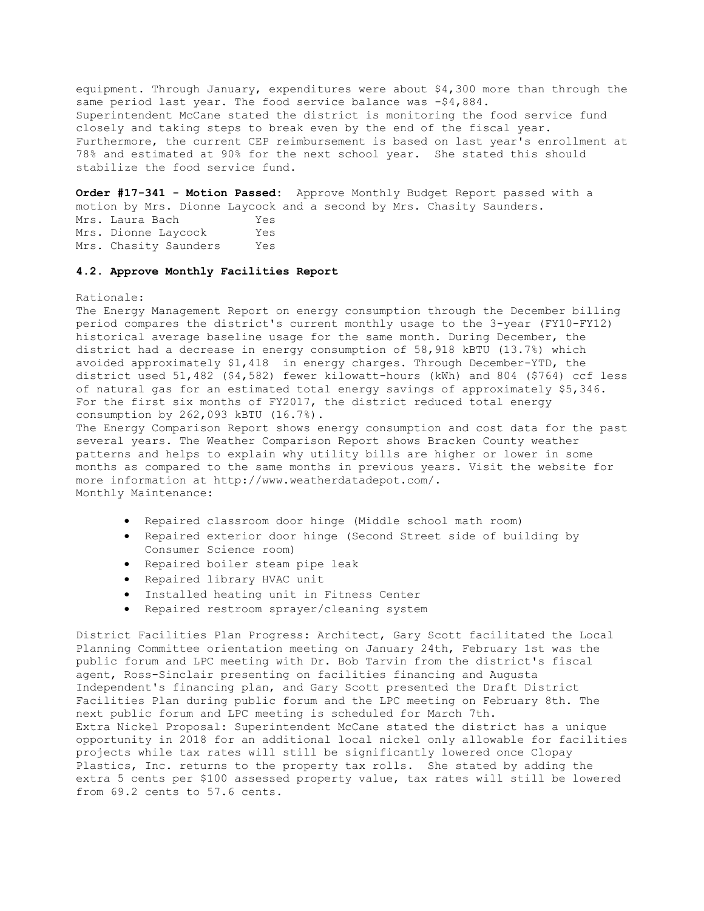equipment. Through January, expenditures were about $4,300 more than through the same period last year. The food service balance was -$4,884.
Superintendent McCane stated the district is monitoring the food service fund closely and taking steps to break even by the end of the fiscal year. Furthermore, the current CEP reimbursement is based on last year's enrollment at 78% and estimated at 90% for the next school year. She stated this should stabilize the food service fund.

**Order #17-341 - Motion Passed:** Approve Monthly Budget Report passed with a motion by Mrs. Dionne Laycock and a second by Mrs. Chasity Saunders.

| | |
|---|---|
| Mrs. Laura Bach | Yes |
| Mrs. Dionne Laycock | Yes |
| Mrs. Chasity Saunders | Yes |

### 4.2. Approve Monthly Facilities Report

Rationale:
The Energy Management Report on energy consumption through the December billing period compares the district's current monthly usage to the 3-year (FY10-FY12) historical average baseline usage for the same month. During December, the district had a decrease in energy consumption of 58,918 kBTU (13.7%) which avoided approximately $1,418 in energy charges. Through December-YTD, the district used 51,482 ($4,582) fewer kilowatt-hours (kWh) and 804 ($764) ccf less of natural gas for an estimated total energy savings of approximately $5,346. For the first six months of FY2017, the district reduced total energy consumption by 262,093 kBTU (16.7%).
The Energy Comparison Report shows energy consumption and cost data for the past several years. The Weather Comparison Report shows Bracken County weather patterns and helps to explain why utility bills are higher or lower in some months as compared to the same months in previous years. Visit the website for more information at http://www.weatherdatadepot.com/.
Monthly Maintenance:

- Repaired classroom door hinge (Middle school math room)
- Repaired exterior door hinge (Second Street side of building by Consumer Science room)
- Repaired boiler steam pipe leak
- Repaired library HVAC unit
- Installed heating unit in Fitness Center
- Repaired restroom sprayer/cleaning system

District Facilities Plan Progress: Architect, Gary Scott facilitated the Local Planning Committee orientation meeting on January 24th, February 1st was the public forum and LPC meeting with Dr. Bob Tarvin from the district's fiscal agent, Ross-Sinclair presenting on facilities financing and Augusta Independent's financing plan, and Gary Scott presented the Draft District Facilities Plan during public forum and the LPC meeting on February 8th. The next public forum and LPC meeting is scheduled for March 7th.
Extra Nickel Proposal: Superintendent McCane stated the district has a unique opportunity in 2018 for an additional local nickel only allowable for facilities projects while tax rates will still be significantly lowered once Clopay Plastics, Inc. returns to the property tax rolls. She stated by adding the extra 5 cents per $100 assessed property value, tax rates will still be lowered from 69.2 cents to 57.6 cents.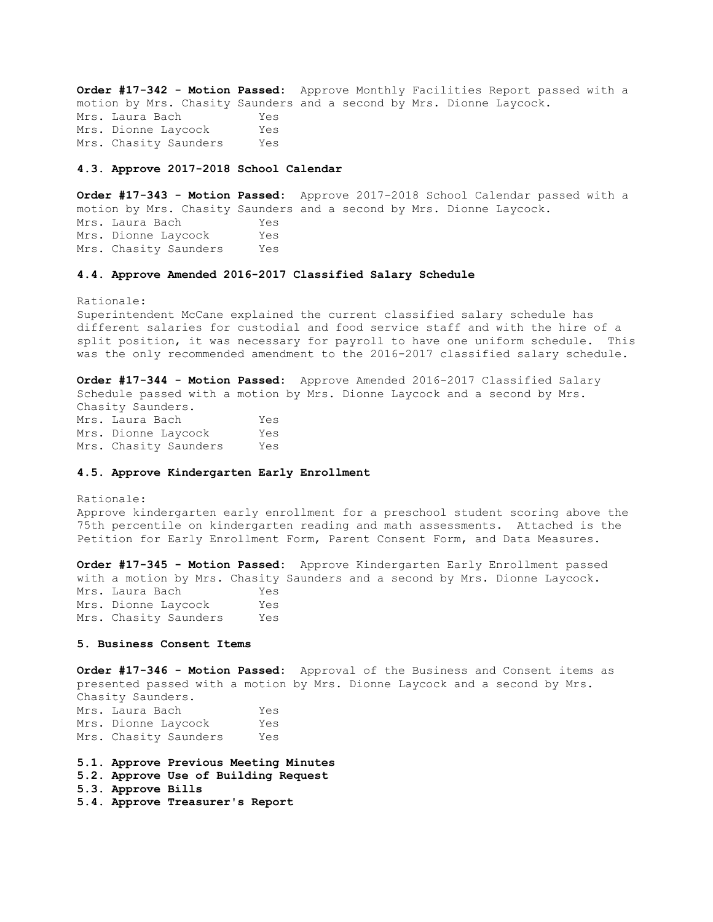**Order #17-342 - Motion Passed:** Approve Monthly Facilities Report passed with a motion by Mrs. Chasity Saunders and a second by Mrs. Dionne Laycock.

Mrs. Laura Bach Yes
Mrs. Dionne Laycock Yes
Mrs. Chasity Saunders Yes

**4.3. Approve 2017-2018 School Calendar**

**Order #17-343 - Motion Passed:** Approve 2017-2018 School Calendar passed with a motion by Mrs. Chasity Saunders and a second by Mrs. Dionne Laycock.

Mrs. Laura Bach Yes
Mrs. Dionne Laycock Yes
Mrs. Chasity Saunders Yes

**4.4. Approve Amended 2016-2017 Classified Salary Schedule**

Rationale:
Superintendent McCane explained the current classified salary schedule has different salaries for custodial and food service staff and with the hire of a split position, it was necessary for payroll to have one uniform schedule. This was the only recommended amendment to the 2016-2017 classified salary schedule.

**Order #17-344 - Motion Passed:** Approve Amended 2016-2017 Classified Salary Schedule passed with a motion by Mrs. Dionne Laycock and a second by Mrs. Chasity Saunders.

Mrs. Laura Bach Yes
Mrs. Dionne Laycock Yes
Mrs. Chasity Saunders Yes

**4.5. Approve Kindergarten Early Enrollment**

Rationale:
Approve kindergarten early enrollment for a preschool student scoring above the 75th percentile on kindergarten reading and math assessments. Attached is the Petition for Early Enrollment Form, Parent Consent Form, and Data Measures.

**Order #17-345 - Motion Passed:** Approve Kindergarten Early Enrollment passed with a motion by Mrs. Chasity Saunders and a second by Mrs. Dionne Laycock.

Mrs. Laura Bach Yes
Mrs. Dionne Laycock Yes
Mrs. Chasity Saunders Yes

**5. Business Consent Items**

**Order #17-346 - Motion Passed:** Approval of the Business and Consent items as presented passed with a motion by Mrs. Dionne Laycock and a second by Mrs. Chasity Saunders.

Mrs. Laura Bach Yes
Mrs. Dionne Laycock Yes
Mrs. Chasity Saunders Yes

**5.1. Approve Previous Meeting Minutes**
**5.2. Approve Use of Building Request**
**5.3. Approve Bills**
**5.4. Approve Treasurer's Report**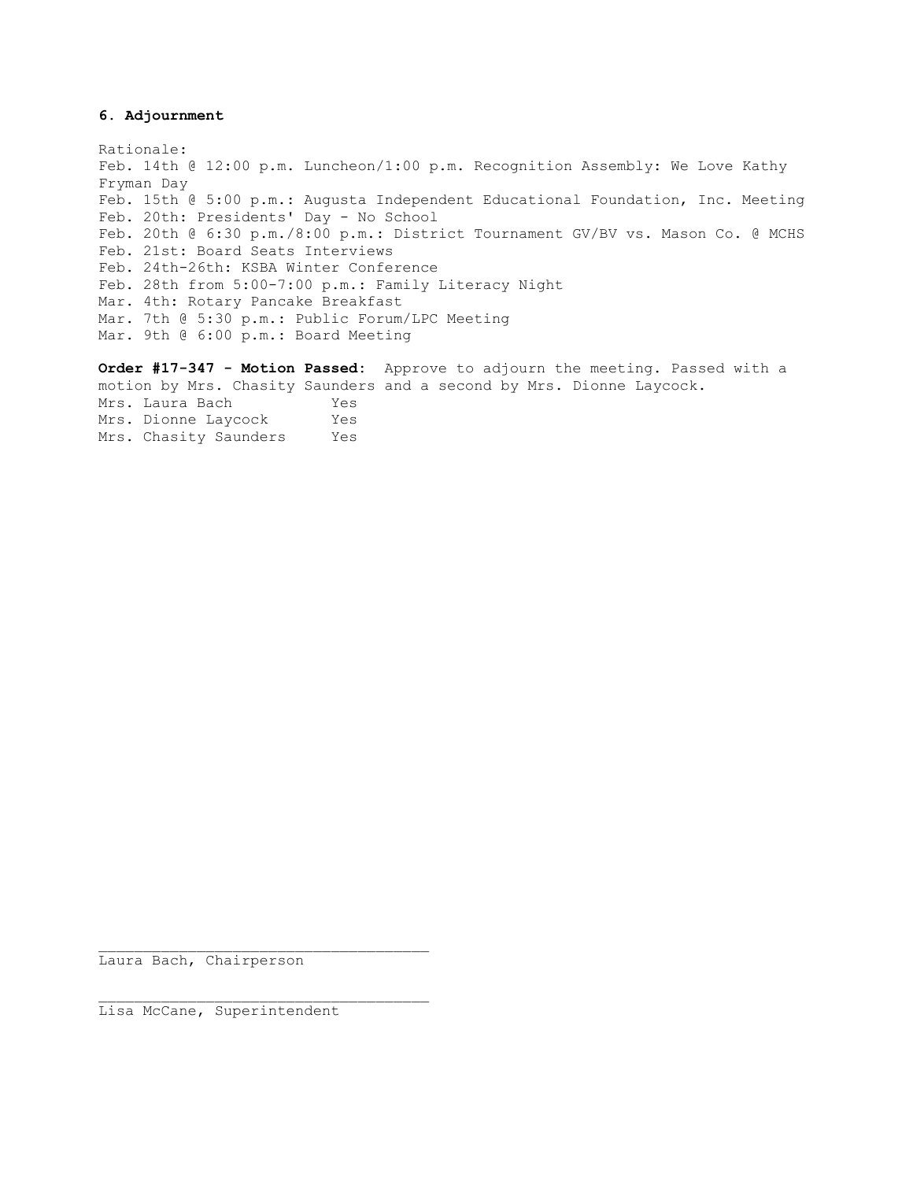**6. Adjournment**

Rationale:
Feb. 14th @ 12:00 p.m. Luncheon/1:00 p.m. Recognition Assembly: We Love Kathy Fryman Day
Feb. 15th @ 5:00 p.m.: Augusta Independent Educational Foundation, Inc. Meeting
Feb. 20th: Presidents' Day - No School
Feb. 20th @ 6:30 p.m./8:00 p.m.: District Tournament GV/BV vs. Mason Co. @ MCHS
Feb. 21st: Board Seats Interviews
Feb. 24th-26th: KSBA Winter Conference
Feb. 28th from 5:00-7:00 p.m.: Family Literacy Night
Mar. 4th: Rotary Pancake Breakfast
Mar. 7th @ 5:30 p.m.: Public Forum/LPC Meeting
Mar. 9th @ 6:00 p.m.: Board Meeting

**Order #17-347 - Motion Passed:** Approve to adjourn the meeting. Passed with a motion by Mrs. Chasity Saunders and a second by Mrs. Dionne Laycock.

| | |
|---|---|
| Mrs. Laura Bach | Yes |
| Mrs. Dionne Laycock | Yes |
| Mrs. Chasity Saunders | Yes |

_____________________________________
Laura Bach, Chairperson

_____________________________________
Lisa McCane, Superintendent